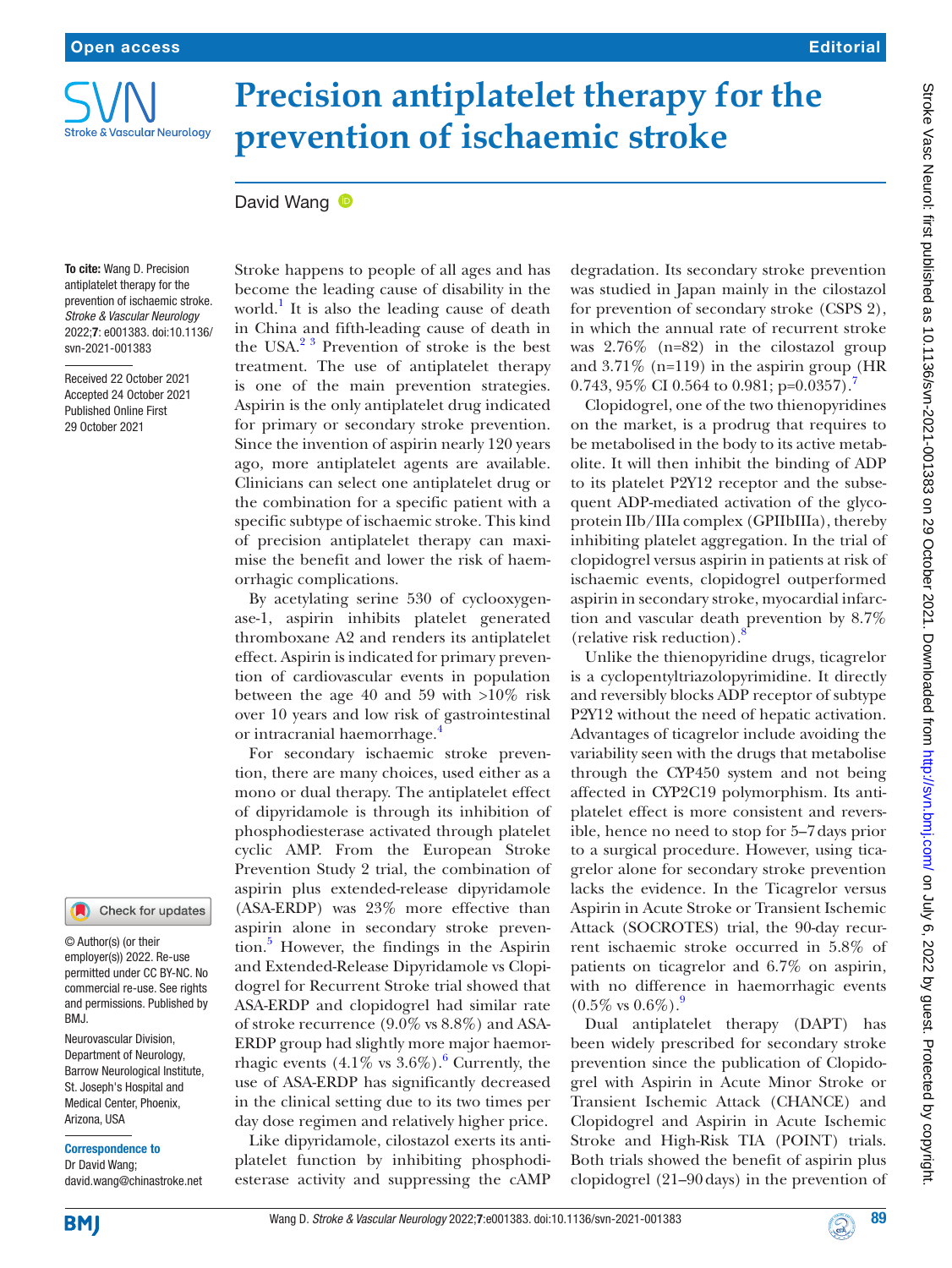# Precision antiplatelet therapy for the prevention of ischaemic stroke

David Wang

**To cite:** Wang D. Precision antiplatelet therapy for the prevention of ischaemic stroke. *Stroke & Vascular Neurology* 2022;**7**: e001383. doi:10.1136/svn-2021-001383

Received 22 October 2021
Accepted 24 October 2021
Published Online First 29 October 2021

© Author(s) (or their employer(s)) 2022. Re-use permitted under CC BY-NC. No commercial re-use. See rights and permissions. Published by BMJ.

Neurovascular Division, Department of Neurology, Barrow Neurological Institute, St. Joseph's Hospital and Medical Center, Phoenix, Arizona, USA

**Correspondence to**
Dr David Wang;
david.wang@chinastroke.net

Stroke happens to people of all ages and has become the leading cause of disability in the world.[1] It is also the leading cause of death in China and fifth-leading cause of death in the USA.[2,3] Prevention of stroke is the best treatment. The use of antiplatelet therapy is one of the main prevention strategies. Aspirin is the only antiplatelet drug indicated for primary or secondary stroke prevention. Since the invention of aspirin nearly 120 years ago, more antiplatelet agents are available. Clinicians can select one antiplatelet drug or the combination for a specific patient with a specific subtype of ischaemic stroke. This kind of precision antiplatelet therapy can maximise the benefit and lower the risk of haemorrhagic complications.

By acetylating serine 530 of cyclooxygenase-1, aspirin inhibits platelet generated thromboxane A2 and renders its antiplatelet effect. Aspirin is indicated for primary prevention of cardiovascular events in population between the age 40 and 59 with >10% risk over 10 years and low risk of gastrointestinal or intracranial haemorrhage.[4]

For secondary ischaemic stroke prevention, there are many choices, used either as a mono or dual therapy. The antiplatelet effect of dipyridamole is through its inhibition of phosphodiesterase activated through platelet cyclic AMP. From the European Stroke Prevention Study 2 trial, the combination of aspirin plus extended-release dipyridamole (ASA-ERDP) was 23% more effective than aspirin alone in secondary stroke prevention.[5] However, the findings in the Aspirin and Extended-Release Dipyridamole vs Clopidogrel for Recurrent Stroke trial showed that ASA-ERDP and clopidogrel had similar rate of stroke recurrence (9.0% vs 8.8%) and ASA-ERDP group had slightly more major haemorrhagic events (4.1% vs 3.6%).[6] Currently, the use of ASA-ERDP has significantly decreased in the clinical setting due to its two times per day dose regimen and relatively higher price.

Like dipyridamole, cilostazol exerts its antiplatelet function by inhibiting phosphodiesterase activity and suppressing the cAMP degradation. Its secondary stroke prevention was studied in Japan mainly in the cilostazol for prevention of secondary stroke (CSPS 2), in which the annual rate of recurrent stroke was 2.76% (n=82) in the cilostazol group and 3.71% (n=119) in the aspirin group (HR 0.743, 95% CI 0.564 to 0.981; p=0.0357).[7]

Clopidogrel, one of the two thienopyridines on the market, is a prodrug that requires to be metabolised in the body to its active metabolite. It will then inhibit the binding of ADP to its platelet P2Y12 receptor and the subsequent ADP-mediated activation of the glycoprotein IIb/IIIa complex (GPIIbIIIa), thereby inhibiting platelet aggregation. In the trial of clopidogrel versus aspirin in patients at risk of ischaemic events, clopidogrel outperformed aspirin in secondary stroke, myocardial infarction and vascular death prevention by 8.7% (relative risk reduction).[8]

Unlike the thienopyridine drugs, ticagrelor is a cyclopentyltriazolopyrimidine. It directly and reversibly blocks ADP receptor of subtype P2Y12 without the need of hepatic activation. Advantages of ticagrelor include avoiding the variability seen with the drugs that metabolise through the CYP450 system and not being affected in CYP2C19 polymorphism. Its antiplatelet effect is more consistent and reversible, hence no need to stop for 5–7 days prior to a surgical procedure. However, using ticagrelor alone for secondary stroke prevention lacks the evidence. In the Ticagrelor versus Aspirin in Acute Stroke or Transient Ischemic Attack (SOCROTES) trial, the 90-day recurrent ischaemic stroke occurred in 5.8% of patients on ticagrelor and 6.7% on aspirin, with no difference in haemorrhagic events (0.5% vs 0.6%).[9]

Dual antiplatelet therapy (DAPT) has been widely prescribed for secondary stroke prevention since the publication of Clopidogrel with Aspirin in Acute Minor Stroke or Transient Ischemic Attack (CHANCE) and Clopidogrel and Aspirin in Acute Ischemic Stroke and High-Risk TIA (POINT) trials. Both trials showed the benefit of aspirin plus clopidogrel (21–90 days) in the prevention of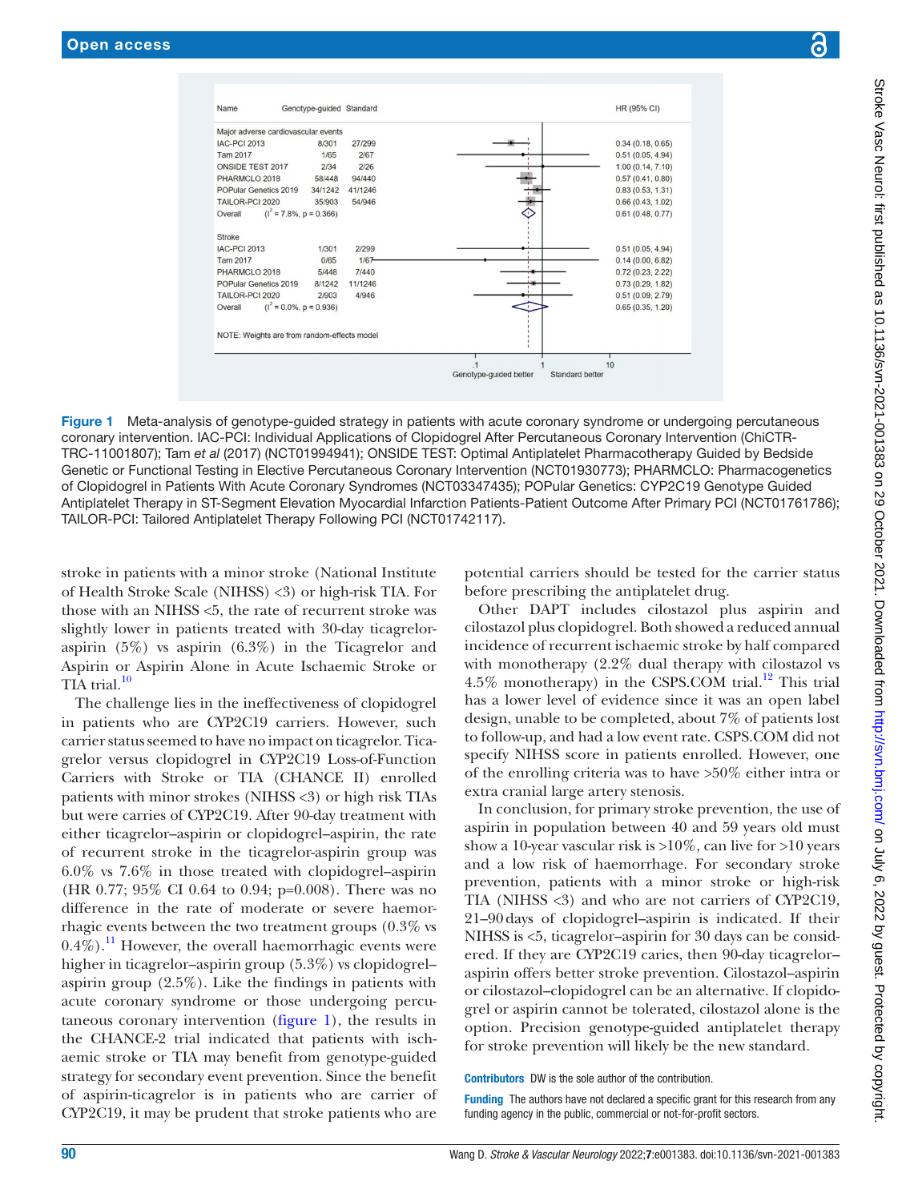| Name | Genotype-guided | Standard | HR (95% CI) |
|---|---|---|---|
| **Major adverse cardiovascular events** | | | |
| IAC-PCI 2013 | 8/301 | 27/299 | 0.34 (0.18, 0.65) |
| Tam 2017 | 1/65 | 2/67 | 0.51 (0.05, 4.94) |
| ONSIDE TEST 2017 | 2/34 | 2/26 | 1.00 (0.14, 7.10) |
| PHARMCLO 2018 | 58/448 | 94/440 | 0.57 (0.41, 0.80) |
| POPular Genetics 2019 | 34/1242 | 41/1246 | 0.83 (0.53, 1.31) |
| TAILOR-PCI 2020 | 35/903 | 54/946 | 0.66 (0.43, 1.02) |
| Overall ($I^2$ = 7.8%, p = 0.366) | | | 0.61 (0.48, 0.77) |
| **Stroke** | | | |
| IAC-PCI 2013 | 1/301 | 2/299 | 0.51 (0.05, 4.94) |
| Tam 2017 | 0/65 | 1/67 | 0.14 (0.00, 6.82) |
| PHARMCLO 2018 | 5/448 | 7/440 | 0.72 (0.23, 2.22) |
| POPular Genetics 2019 | 8/1242 | 11/1246 | 0.73 (0.29, 1.82) |
| TAILOR-PCI 2020 | 2/903 | 4/946 | 0.51 (0.09, 2.79) |
| Overall ($I^2$ = 0.0%, p = 0.936) | | | 0.65 (0.35, 1.20) |

NOTE: Weights are from random-effects model

Axis: .1, 1, 10 — Genotype-guided better / Standard better

**Figure 1** Meta-analysis of genotype-guided strategy in patients with acute coronary syndrome or undergoing percutaneous coronary intervention. IAC-PCI: Individual Applications of Clopidogrel After Percutaneous Coronary Intervention (ChiCTR-TRC-11001807); Tam *et al* (2017) (NCT01994941); ONSIDE TEST: Optimal Antiplatelet Pharmacotherapy Guided by Bedside Genetic or Functional Testing in Elective Percutaneous Coronary Intervention (NCT01930773); PHARMCLO: Pharmacogenetics of Clopidogrel in Patients With Acute Coronary Syndromes (NCT03347435); POPular Genetics: CYP2C19 Genotype Guided Antiplatelet Therapy in ST-Segment Elevation Myocardial Infarction Patients-Patient Outcome After Primary PCI (NCT01761786); TAILOR-PCI: Tailored Antiplatelet Therapy Following PCI (NCT01742117).

stroke in patients with a minor stroke (National Institute of Health Stroke Scale (NIHSS) <3) or high-risk TIA. For those with an NIHSS <5, the rate of recurrent stroke was slightly lower in patients treated with 30-day ticagrelor-aspirin (5%) vs aspirin (6.3%) in the Ticagrelor and Aspirin or Aspirin Alone in Acute Ischaemic Stroke or TIA trial.[10]

The challenge lies in the ineffectiveness of clopidogrel in patients who are CYP2C19 carriers. However, such carrier status seemed to have no impact on ticagrelor. Ticagrelor versus clopidogrel in CYP2C19 Loss-of-Function Carriers with Stroke or TIA (CHANCE II) enrolled patients with minor strokes (NIHSS <3) or high risk TIAs but were carries of CYP2C19. After 90-day treatment with either ticagrelor–aspirin or clopidogrel–aspirin, the rate of recurrent stroke in the ticagrelor-aspirin group was 6.0% vs 7.6% in those treated with clopidogrel–aspirin (HR 0.77; 95% CI 0.64 to 0.94; p=0.008). There was no difference in the rate of moderate or severe haemorrhagic events between the two treatment groups (0.3% vs 0.4%).[11] However, the overall haemorrhagic events were higher in ticagrelor–aspirin group (5.3%) vs clopidogrel–aspirin group (2.5%). Like the findings in patients with acute coronary syndrome or those undergoing percutaneous coronary intervention (figure 1), the results in the CHANCE-2 trial indicated that patients with ischaemic stroke or TIA may benefit from genotype-guided strategy for secondary event prevention. Since the benefit of aspirin-ticagrelor is in patients who are carrier of CYP2C19, it may be prudent that stroke patients who are potential carriers should be tested for the carrier status before prescribing the antiplatelet drug.

Other DAPT includes cilostazol plus aspirin and cilostazol plus clopidogrel. Both showed a reduced annual incidence of recurrent ischaemic stroke by half compared with monotherapy (2.2% dual therapy with cilostazol vs 4.5% monotherapy) in the CSPS.COM trial.[12] This trial has a lower level of evidence since it was an open label design, unable to be completed, about 7% of patients lost to follow-up, and had a low event rate. CSPS.COM did not specify NIHSS score in patients enrolled. However, one of the enrolling criteria was to have >50% either intra or extra cranial large artery stenosis.

In conclusion, for primary stroke prevention, the use of aspirin in population between 40 and 59 years old must show a 10-year vascular risk is >10%, can live for >10 years and a low risk of haemorrhage. For secondary stroke prevention, patients with a minor stroke or high-risk TIA (NIHSS <3) and who are not carriers of CYP2C19, 21–90 days of clopidogrel–aspirin is indicated. If their NIHSS is <5, ticagrelor–aspirin for 30 days can be considered. If they are CYP2C19 caries, then 90-day ticagrelor–aspirin offers better stroke prevention. Cilostazol–aspirin or cilostazol–clopidogrel can be an alternative. If clopidogrel or aspirin cannot be tolerated, cilostazol alone is the option. Precision genotype-guided antiplatelet therapy for stroke prevention will likely be the new standard.

**Contributors** DW is the sole author of the contribution.

**Funding** The authors have not declared a specific grant for this research from any funding agency in the public, commercial or not-for-profit sectors.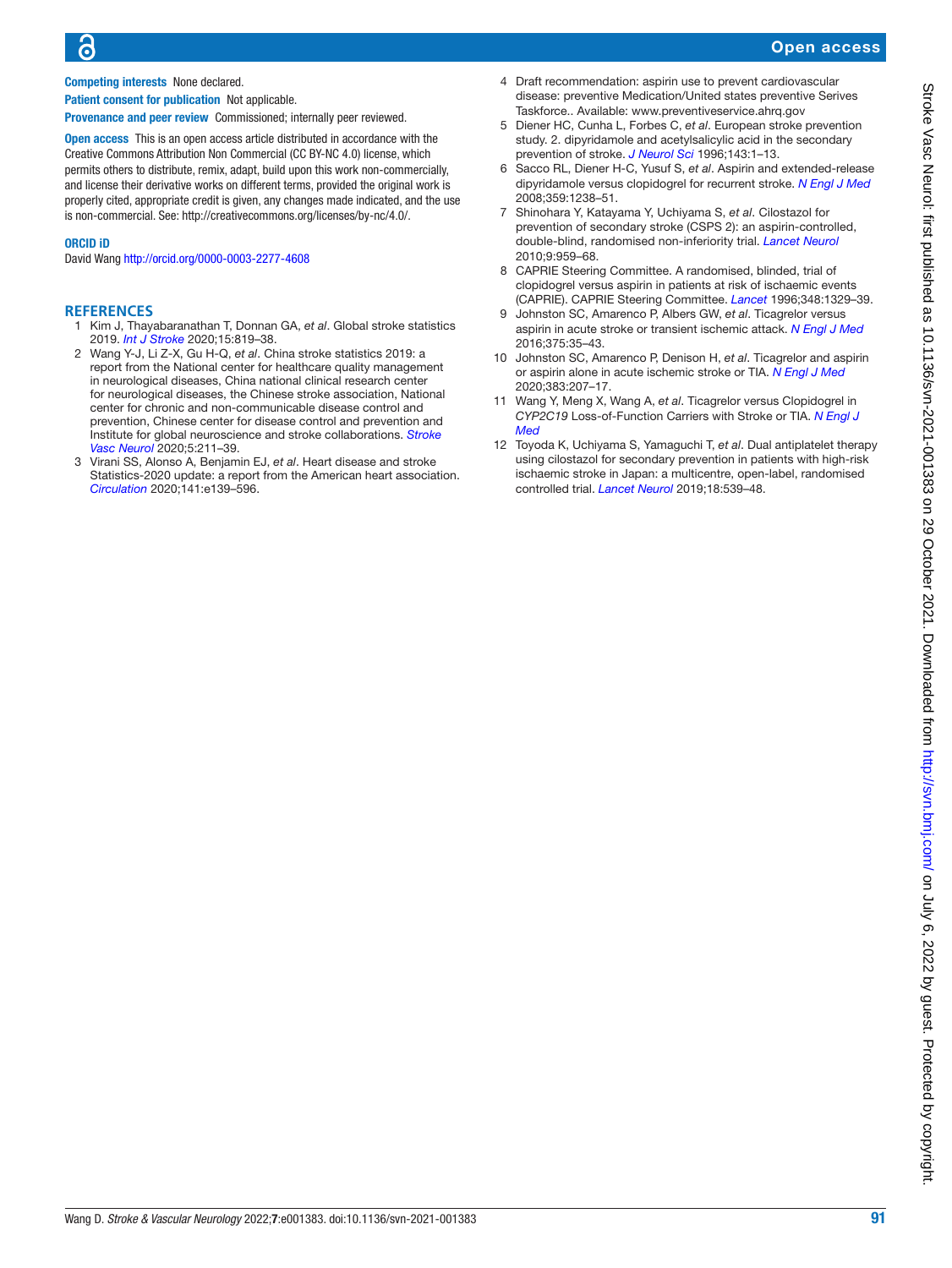**Competing interests** None declared.

**Patient consent for publication** Not applicable.

**Provenance and peer review** Commissioned; internally peer reviewed.

**Open access** This is an open access article distributed in accordance with the Creative Commons Attribution Non Commercial (CC BY-NC 4.0) license, which permits others to distribute, remix, adapt, build upon this work non-commercially, and license their derivative works on different terms, provided the original work is properly cited, appropriate credit is given, any changes made indicated, and the use is non-commercial. See: http://creativecommons.org/licenses/by-nc/4.0/.

**ORCID iD**

David Wang http://orcid.org/0000-0003-2277-4608

## REFERENCES

1. Kim J, Thayabaranathan T, Donnan GA, *et al*. Global stroke statistics 2019. *Int J Stroke* 2020;15:819–38.
2. Wang Y-J, Li Z-X, Gu H-Q, *et al*. China stroke statistics 2019: a report from the National center for healthcare quality management in neurological diseases, China national clinical research center for neurological diseases, the Chinese stroke association, National center for chronic and non-communicable disease control and prevention, Chinese center for disease control and prevention and Institute for global neuroscience and stroke collaborations. *Stroke Vasc Neurol* 2020;5:211–39.
3. Virani SS, Alonso A, Benjamin EJ, *et al*. Heart disease and stroke Statistics-2020 update: a report from the American heart association. *Circulation* 2020;141:e139–596.
4. Draft recommendation: aspirin use to prevent cardiovascular disease: preventive Medication/United states preventive Serives Taskforce.. Available: www.preventiveservice.ahrq.gov
5. Diener HC, Cunha L, Forbes C, *et al*. European stroke prevention study. 2. dipyridamole and acetylsalicylic acid in the secondary prevention of stroke. *J Neurol Sci* 1996;143:1–13.
6. Sacco RL, Diener H-C, Yusuf S, *et al*. Aspirin and extended-release dipyridamole versus clopidogrel for recurrent stroke. *N Engl J Med* 2008;359:1238–51.
7. Shinohara Y, Katayama Y, Uchiyama S, *et al*. Cilostazol for prevention of secondary stroke (CSPS 2): an aspirin-controlled, double-blind, randomised non-inferiority trial. *Lancet Neurol* 2010;9:959–68.
8. CAPRIE Steering Committee. A randomised, blinded, trial of clopidogrel versus aspirin in patients at risk of ischaemic events (CAPRIE). CAPRIE Steering Committee. *Lancet* 1996;348:1329–39.
9. Johnston SC, Amarenco P, Albers GW, *et al*. Ticagrelor versus aspirin in acute stroke or transient ischemic attack. *N Engl J Med* 2016;375:35–43.
10. Johnston SC, Amarenco P, Denison H, *et al*. Ticagrelor and aspirin or aspirin alone in acute ischemic stroke or TIA. *N Engl J Med* 2020;383:207–17.
11. Wang Y, Meng X, Wang A, *et al*. Ticagrelor versus Clopidogrel in *CYP2C19* Loss-of-Function Carriers with Stroke or TIA. *N Engl J Med*
12. Toyoda K, Uchiyama S, Yamaguchi T, *et al*. Dual antiplatelet therapy using cilostazol for secondary prevention in patients with high-risk ischaemic stroke in Japan: a multicentre, open-label, randomised controlled trial. *Lancet Neurol* 2019;18:539–48.